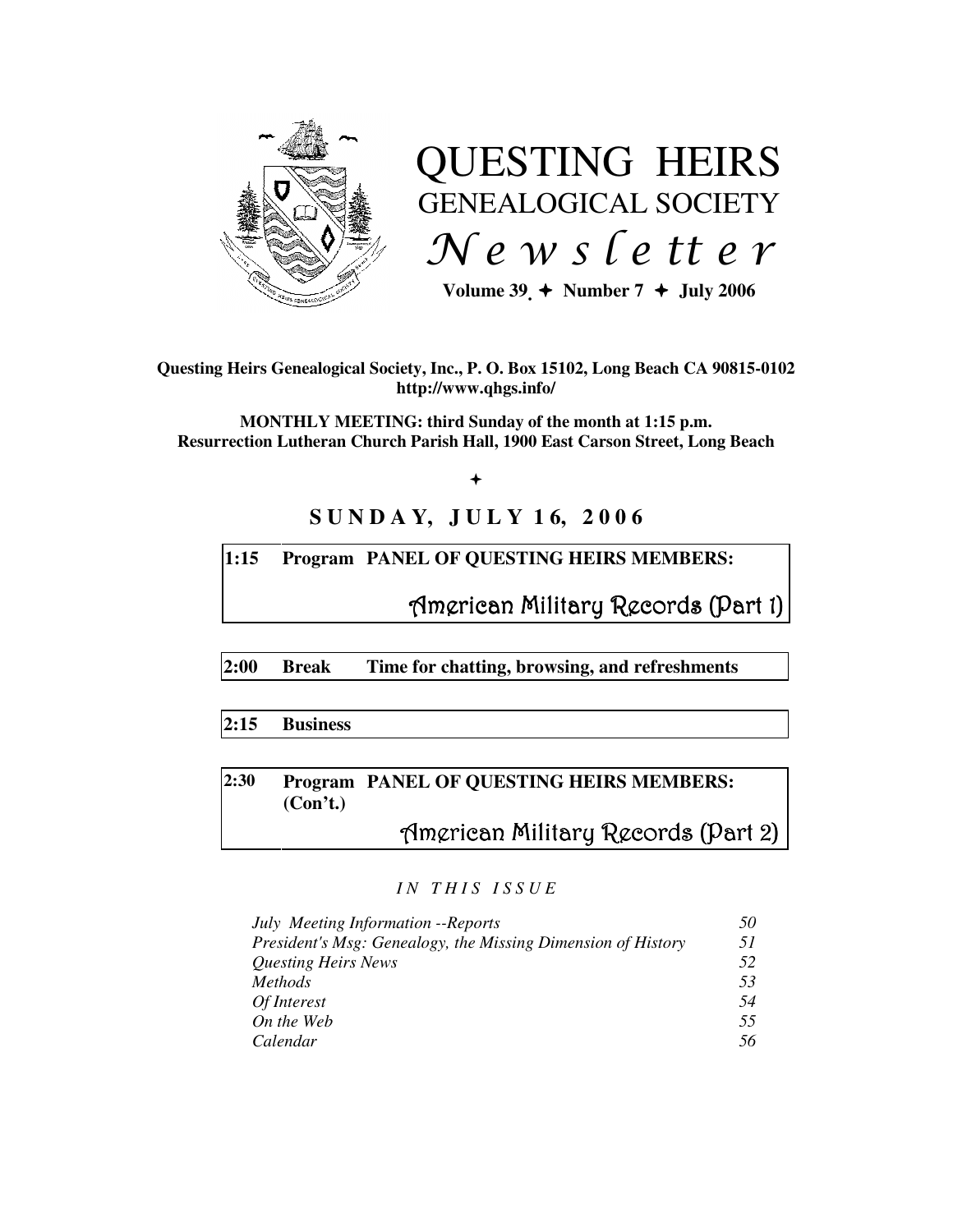# QUESTING HEIRS
## GENEALOGICAL SOCIETY
## *Newsletter*

**Volume 39 ✦ Number 7 ✦ July 2006**

**Questing Heirs Genealogical Society, Inc., P. O. Box 15102, Long Beach CA 90815-0102**
**http://www.qhgs.info/**

**MONTHLY MEETING: third Sunday of the month at 1:15 p.m.**
**Resurrection Lutheran Church Parish Hall, 1900 East Carson Street, Long Beach**

✦

## SUNDAY, JULY 16, 2006

| | | |
|---|---|---|
| **1:15** | **Program** | **PANEL OF QUESTING HEIRS MEMBERS:** American Military Records (Part 1) |
| **2:00** | **Break** | **Time for chatting, browsing, and refreshments** |
| **2:15** | **Business** | |
| **2:30** | **Program (Con't.)** | **PANEL OF QUESTING HEIRS MEMBERS:** American Military Records (Part 2) |

*IN THIS ISSUE*

| | |
|---|---|
| *July Meeting Information --Reports* | *50* |
| *President's Msg: Genealogy, the Missing Dimension of History* | *51* |
| *Questing Heirs News* | *52* |
| *Methods* | *53* |
| *Of Interest* | *54* |
| *On the Web* | *55* |
| *Calendar* | *56* |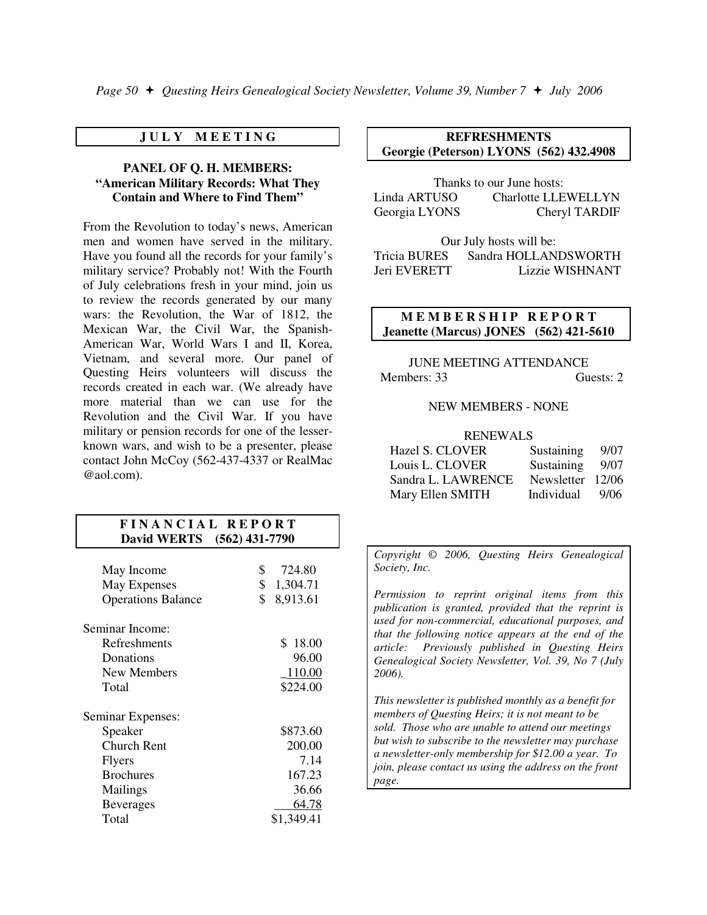## JULY MEETING

### PANEL OF Q. H. MEMBERS: "American Military Records: What They Contain and Where to Find Them"

From the Revolution to today's news, American men and women have served in the military. Have you found all the records for your family's military service? Probably not! With the Fourth of July celebrations fresh in your mind, join us to review the records generated by our many wars: the Revolution, the War of 1812, the Mexican War, the Civil War, the Spanish-American War, World Wars I and II, Korea, Vietnam, and several more. Our panel of Questing Heirs volunteers will discuss the records created in each war. (We already have more material than we can use for the Revolution and the Civil War. If you have military or pension records for one of the lesser-known wars, and wish to be a presenter, please contact John McCoy (562-437-4337 or RealMac @aol.com).

## FINANCIAL REPORT

**David WERTS (562) 431-7790**

| | |
|---|---|
| May Income | $ 724.80 |
| May Expenses | $ 1,304.71 |
| Operations Balance | $ 8,913.61 |

| Seminar Income: | |
|---|---|
| Refreshments | $ 18.00 |
| Donations | 96.00 |
| New Members | 110.00 |
| Total | $224.00 |

| Seminar Expenses: | |
|---|---|
| Speaker | $873.60 |
| Church Rent | 200.00 |
| Flyers | 7.14 |
| Brochures | 167.23 |
| Mailings | 36.66 |
| Beverages | 64.78 |
| Total | $1,349.41 |

## REFRESHMENTS

**Georgie (Peterson) LYONS (562) 432.4908**

Thanks to our June hosts:

Linda ARTUSO, Charlotte LLEWELLYN, Georgia LYONS, Cheryl TARDIF

Our July hosts will be:

Tricia BURES, Sandra HOLLANDSWORTH, Jeri EVERETT, Lizzie WISHNANT

## MEMBERSHIP REPORT

**Jeanette (Marcus) JONES (562) 421-5610**

JUNE MEETING ATTENDANCE

Members: 33 Guests: 2

NEW MEMBERS - NONE

RENEWALS

| | | |
|---|---|---|
| Hazel S. CLOVER | Sustaining | 9/07 |
| Louis L. CLOVER | Sustaining | 9/07 |
| Sandra L. LAWRENCE | Newsletter | 12/06 |
| Mary Ellen SMITH | Individual | 9/06 |

*Copyright © 2006, Questing Heirs Genealogical Society, Inc.*

*Permission to reprint original items from this publication is granted, provided that the reprint is used for non-commercial, educational purposes, and that the following notice appears at the end of the article: Previously published in Questing Heirs Genealogical Society Newsletter, Vol. 39, No 7 (July 2006).*

*This newsletter is published monthly as a benefit for members of Questing Heirs; it is not meant to be sold. Those who are unable to attend our meetings but wish to subscribe to the newsletter may purchase a newsletter-only membership for $12.00 a year. To join, please contact us using the address on the front page.*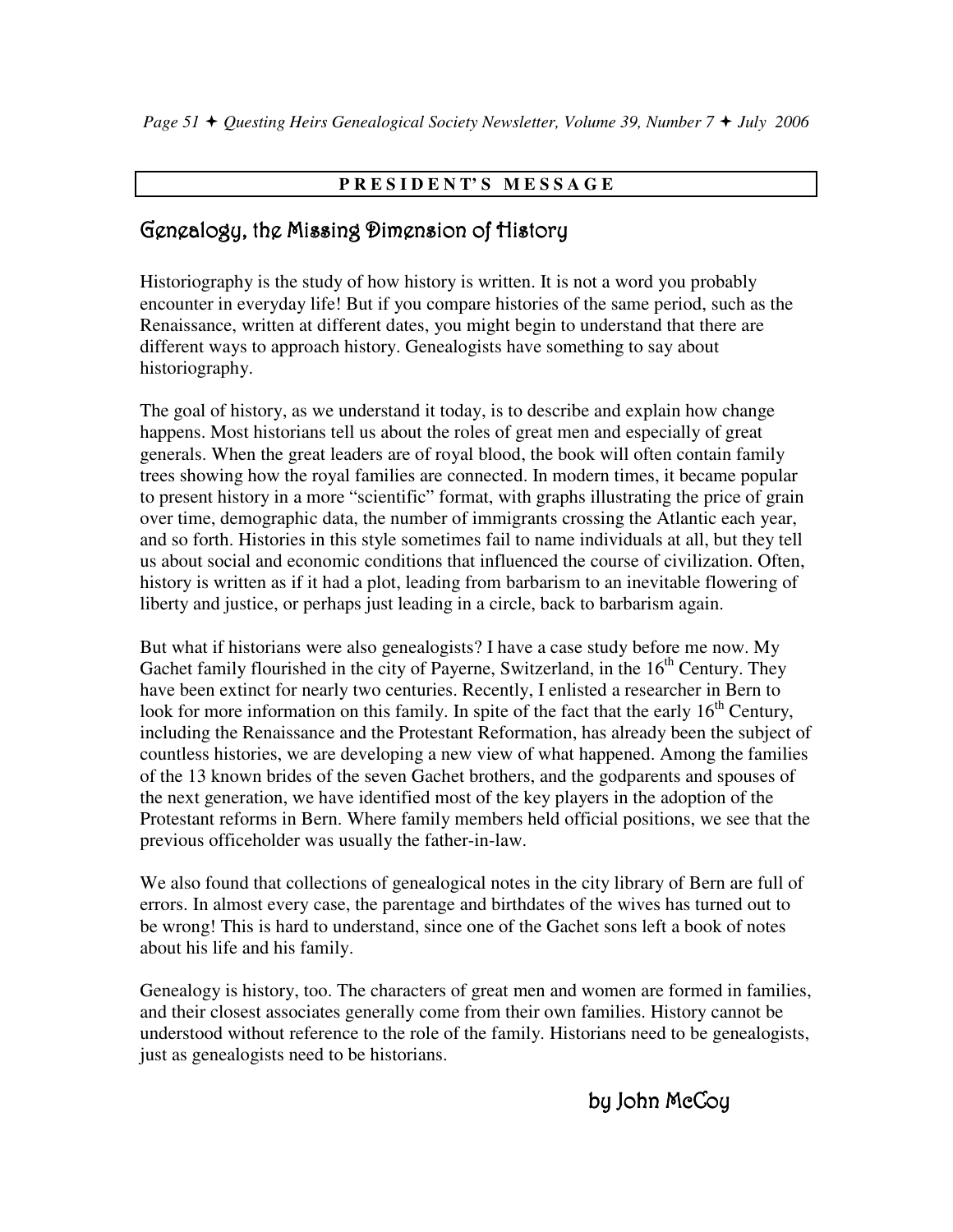## PRESIDENT'S MESSAGE

# Genealogy, the Missing Dimension of History

Historiography is the study of how history is written. It is not a word you probably encounter in everyday life! But if you compare histories of the same period, such as the Renaissance, written at different dates, you might begin to understand that there are different ways to approach history. Genealogists have something to say about historiography.

The goal of history, as we understand it today, is to describe and explain how change happens. Most historians tell us about the roles of great men and especially of great generals. When the great leaders are of royal blood, the book will often contain family trees showing how the royal families are connected. In modern times, it became popular to present history in a more "scientific" format, with graphs illustrating the price of grain over time, demographic data, the number of immigrants crossing the Atlantic each year, and so forth. Histories in this style sometimes fail to name individuals at all, but they tell us about social and economic conditions that influenced the course of civilization. Often, history is written as if it had a plot, leading from barbarism to an inevitable flowering of liberty and justice, or perhaps just leading in a circle, back to barbarism again.

But what if historians were also genealogists? I have a case study before me now. My Gachet family flourished in the city of Payerne, Switzerland, in the 16th Century. They have been extinct for nearly two centuries. Recently, I enlisted a researcher in Bern to look for more information on this family. In spite of the fact that the early 16th Century, including the Renaissance and the Protestant Reformation, has already been the subject of countless histories, we are developing a new view of what happened. Among the families of the 13 known brides of the seven Gachet brothers, and the godparents and spouses of the next generation, we have identified most of the key players in the adoption of the Protestant reforms in Bern. Where family members held official positions, we see that the previous officeholder was usually the father-in-law.

We also found that collections of genealogical notes in the city library of Bern are full of errors. In almost every case, the parentage and birthdates of the wives has turned out to be wrong! This is hard to understand, since one of the Gachet sons left a book of notes about his life and his family.

Genealogy is history, too. The characters of great men and women are formed in families, and their closest associates generally come from their own families. History cannot be understood without reference to the role of the family. Historians need to be genealogists, just as genealogists need to be historians.

by John McCoy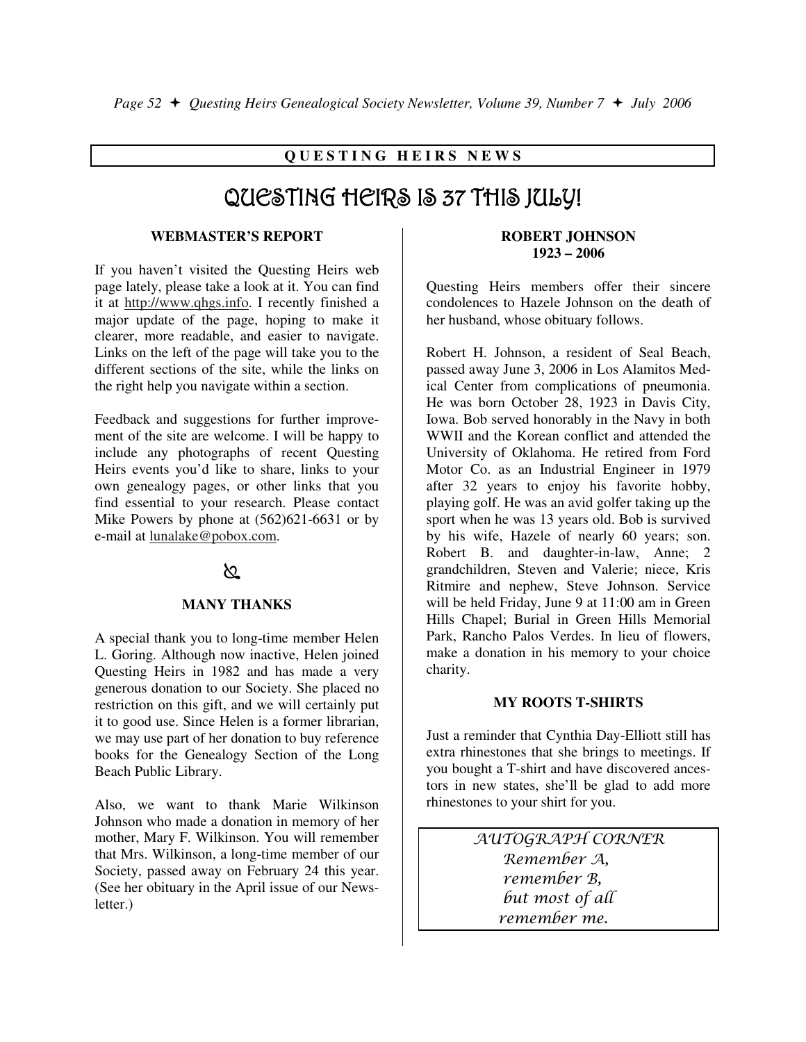**QUESTING HEIRS NEWS**

# QUESTING HEIRS IS 37 THIS JULY!

### WEBMASTER'S REPORT

If you haven't visited the Questing Heirs web page lately, please take a look at it. You can find it at http://www.qhgs.info. I recently finished a major update of the page, hoping to make it clearer, more readable, and easier to navigate. Links on the left of the page will take you to the different sections of the site, while the links on the right help you navigate within a section.

Feedback and suggestions for further improvement of the site are welcome. I will be happy to include any photographs of recent Questing Heirs events you'd like to share, links to your own genealogy pages, or other links that you find essential to your research. Please contact Mike Powers by phone at (562)621-6631 or by e-mail at lunalake@pobox.com.

### MANY THANKS

A special thank you to long-time member Helen L. Goring. Although now inactive, Helen joined Questing Heirs in 1982 and has made a very generous donation to our Society. She placed no restriction on this gift, and we will certainly put it to good use. Since Helen is a former librarian, we may use part of her donation to buy reference books for the Genealogy Section of the Long Beach Public Library.

Also, we want to thank Marie Wilkinson Johnson who made a donation in memory of her mother, Mary F. Wilkinson. You will remember that Mrs. Wilkinson, a long-time member of our Society, passed away on February 24 this year. (See her obituary in the April issue of our Newsletter.)

### ROBERT JOHNSON
### 1923 – 2006

Questing Heirs members offer their sincere condolences to Hazele Johnson on the death of her husband, whose obituary follows.

Robert H. Johnson, a resident of Seal Beach, passed away June 3, 2006 in Los Alamitos Medical Center from complications of pneumonia. He was born October 28, 1923 in Davis City, Iowa. Bob served honorably in the Navy in both WWII and the Korean conflict and attended the University of Oklahoma. He retired from Ford Motor Co. as an Industrial Engineer in 1979 after 32 years to enjoy his favorite hobby, playing golf. He was an avid golfer taking up the sport when he was 13 years old. Bob is survived by his wife, Hazele of nearly 60 years; son. Robert B. and daughter-in-law, Anne; 2 grandchildren, Steven and Valerie; niece, Kris Ritmire and nephew, Steve Johnson. Service will be held Friday, June 9 at 11:00 am in Green Hills Chapel; Burial in Green Hills Memorial Park, Rancho Palos Verdes. In lieu of flowers, make a donation in his memory to your choice charity.

### MY ROOTS T-SHIRTS

Just a reminder that Cynthia Day-Elliott still has extra rhinestones that she brings to meetings. If you bought a T-shirt and have discovered ancestors in new states, she'll be glad to add more rhinestones to your shirt for you.

*AUTOGRAPH CORNER*
*Remember A,*
*remember B,*
*but most of all*
*remember me.*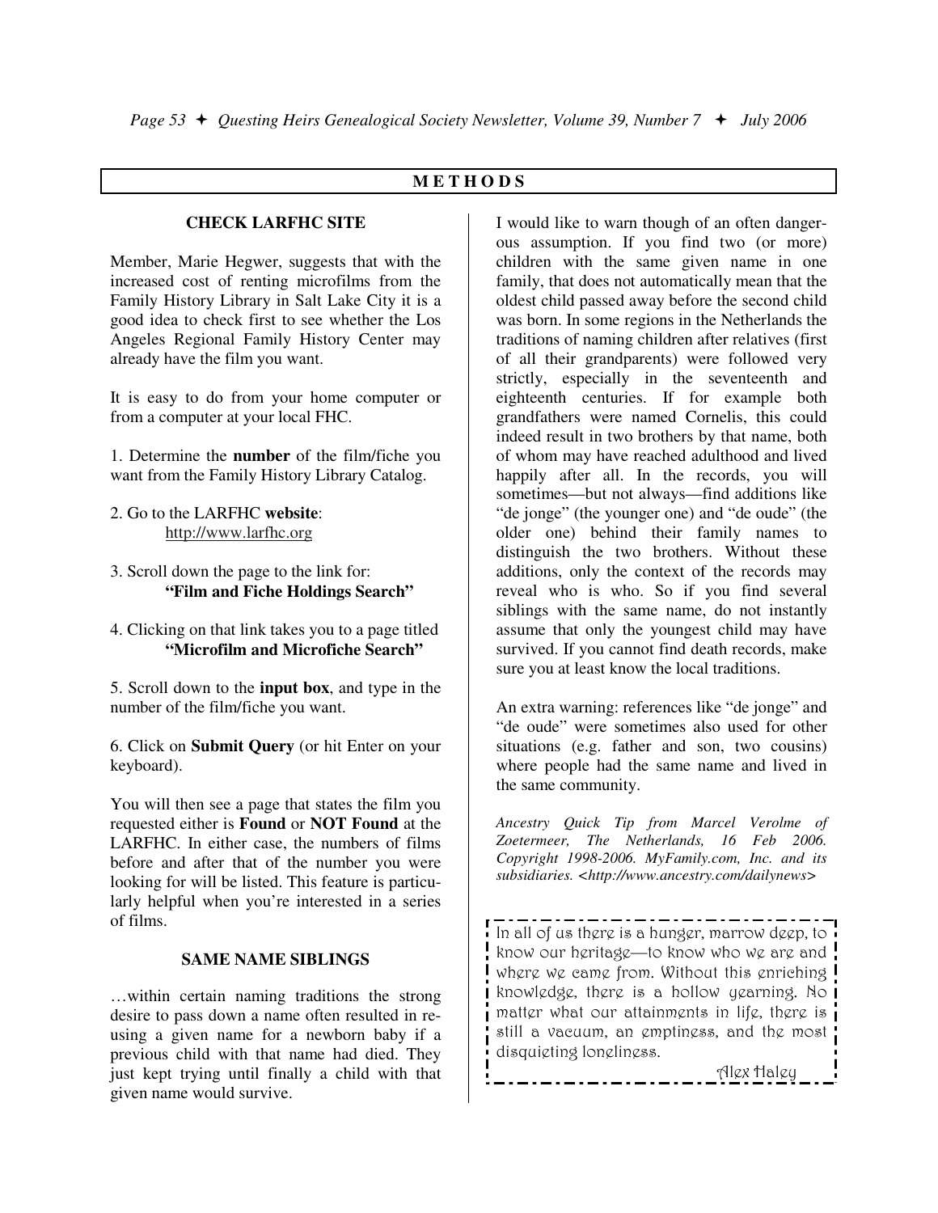## METHODS

### CHECK LARFHC SITE

Member, Marie Hegwer, suggests that with the increased cost of renting microfilms from the Family History Library in Salt Lake City it is a good idea to check first to see whether the Los Angeles Regional Family History Center may already have the film you want.

It is easy to do from your home computer or from a computer at your local FHC.

1. Determine the **number** of the film/fiche you want from the Family History Library Catalog.

2. Go to the LARFHC **website**:
   http://www.larfhc.org

3. Scroll down the page to the link for:
   **"Film and Fiche Holdings Search"**

4. Clicking on that link takes you to a page titled
   **"Microfilm and Microfiche Search"**

5. Scroll down to the **input box**, and type in the number of the film/fiche you want.

6. Click on **Submit Query** (or hit Enter on your keyboard).

You will then see a page that states the film you requested either is **Found** or **NOT Found** at the LARFHC. In either case, the numbers of films before and after that of the number you were looking for will be listed. This feature is particularly helpful when you're interested in a series of films.

### SAME NAME SIBLINGS

…within certain naming traditions the strong desire to pass down a name often resulted in re-using a given name for a newborn baby if a previous child with that name had died. They just kept trying until finally a child with that given name would survive.

I would like to warn though of an often dangerous assumption. If you find two (or more) children with the same given name in one family, that does not automatically mean that the oldest child passed away before the second child was born. In some regions in the Netherlands the traditions of naming children after relatives (first of all their grandparents) were followed very strictly, especially in the seventeenth and eighteenth centuries. If for example both grandfathers were named Cornelis, this could indeed result in two brothers by that name, both of whom may have reached adulthood and lived happily after all. In the records, you will sometimes—but not always—find additions like "de jonge" (the younger one) and "de oude" (the older one) behind their family names to distinguish the two brothers. Without these additions, only the context of the records may reveal who is who. So if you find several siblings with the same name, do not instantly assume that only the youngest child may have survived. If you cannot find death records, make sure you at least know the local traditions.

An extra warning: references like "de jonge" and "de oude" were sometimes also used for other situations (e.g. father and son, two cousins) where people had the same name and lived in the same community.

*Ancestry Quick Tip from Marcel Verolme of Zoetermeer, The Netherlands, 16 Feb 2006. Copyright 1998-2006. MyFamily.com, Inc. and its subsidiaries. <http://www.ancestry.com/dailynews>*

---

In all of us there is a hunger, marrow deep, to know our heritage—to know who we are and where we came from. Without this enriching knowledge, there is a hollow yearning. No matter what our attainments in life, there is still a vacuum, an emptiness, and the most disquieting loneliness.

Alex Haley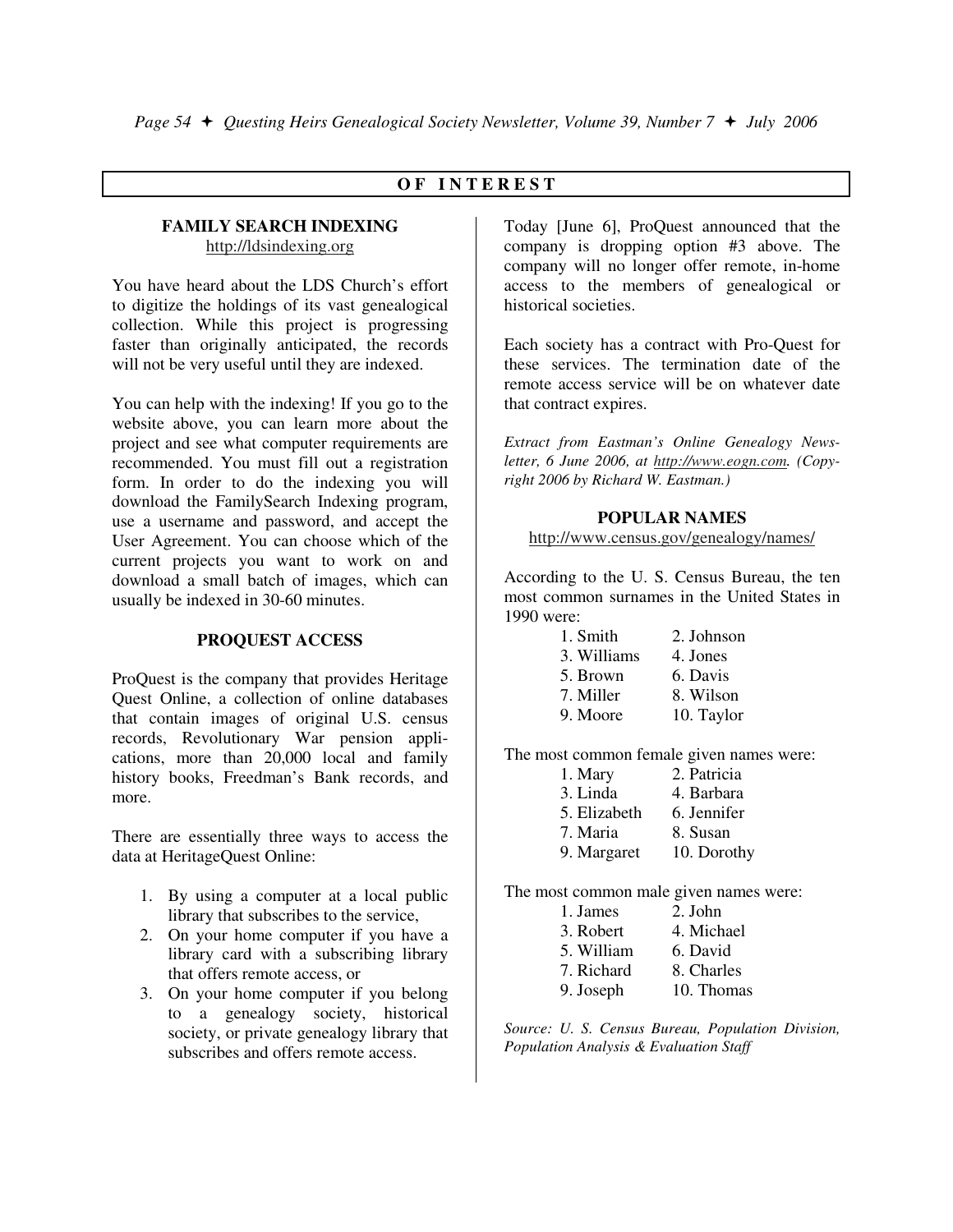## OF INTEREST

### FAMILY SEARCH INDEXING

http://ldsindexing.org

You have heard about the LDS Church's effort to digitize the holdings of its vast genealogical collection. While this project is progressing faster than originally anticipated, the records will not be very useful until they are indexed.

You can help with the indexing! If you go to the website above, you can learn more about the project and see what computer requirements are recommended. You must fill out a registration form. In order to do the indexing you will download the FamilySearch Indexing program, use a username and password, and accept the User Agreement. You can choose which of the current projects you want to work on and download a small batch of images, which can usually be indexed in 30-60 minutes.

### PROQUEST ACCESS

ProQuest is the company that provides Heritage Quest Online, a collection of online databases that contain images of original U.S. census records, Revolutionary War pension applications, more than 20,000 local and family history books, Freedman's Bank records, and more.

There are essentially three ways to access the data at HeritageQuest Online:

1. By using a computer at a local public library that subscribes to the service,
2. On your home computer if you have a library card with a subscribing library that offers remote access, or
3. On your home computer if you belong to a genealogy society, historical society, or private genealogy library that subscribes and offers remote access.

Today [June 6], ProQuest announced that the company is dropping option #3 above. The company will no longer offer remote, in-home access to the members of genealogical or historical societies.

Each society has a contract with Pro-Quest for these services. The termination date of the remote access service will be on whatever date that contract expires.

*Extract from Eastman's Online Genealogy Newsletter, 6 June 2006, at http://www.eogn.com. (Copyright 2006 by Richard W. Eastman.)*

### POPULAR NAMES

http://www.census.gov/genealogy/names/

According to the U. S. Census Bureau, the ten most common surnames in the United States in 1990 were:

1. Smith
2. Johnson
3. Williams
4. Jones
5. Brown
6. Davis
7. Miller
8. Wilson
9. Moore
10. Taylor

The most common female given names were:

1. Mary
2. Patricia
3. Linda
4. Barbara
5. Elizabeth
6. Jennifer
7. Maria
8. Susan
9. Margaret
10. Dorothy

The most common male given names were:

1. James
2. John
3. Robert
4. Michael
5. William
6. David
7. Richard
8. Charles
9. Joseph
10. Thomas

*Source: U. S. Census Bureau, Population Division, Population Analysis & Evaluation Staff*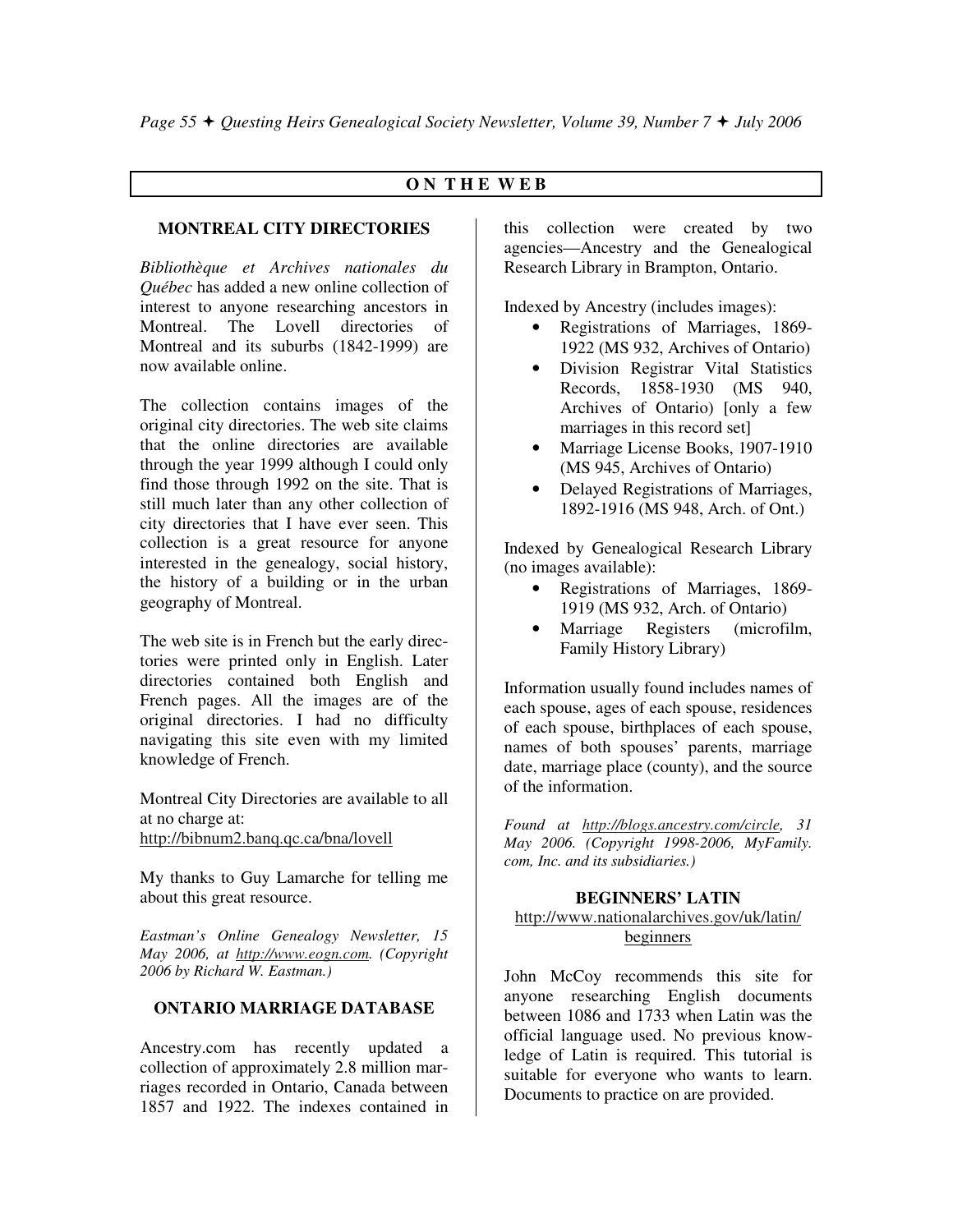## ON THE WEB

### MONTREAL CITY DIRECTORIES

*Bibliothèque et Archives nationales du Québec* has added a new online collection of interest to anyone researching ancestors in Montreal. The Lovell directories of Montreal and its suburbs (1842-1999) are now available online.

The collection contains images of the original city directories. The web site claims that the online directories are available through the year 1999 although I could only find those through 1992 on the site. That is still much later than any other collection of city directories that I have ever seen. This collection is a great resource for anyone interested in the genealogy, social history, the history of a building or in the urban geography of Montreal.

The web site is in French but the early directories were printed only in English. Later directories contained both English and French pages. All the images are of the original directories. I had no difficulty navigating this site even with my limited knowledge of French.

Montreal City Directories are available to all at no charge at:
http://bibnum2.banq.qc.ca/bna/lovell

My thanks to Guy Lamarche for telling me about this great resource.

*Eastman's Online Genealogy Newsletter, 15 May 2006, at http://www.eogn.com. (Copyright 2006 by Richard W. Eastman.)*

### ONTARIO MARRIAGE DATABASE

Ancestry.com has recently updated a collection of approximately 2.8 million marriages recorded in Ontario, Canada between 1857 and 1922. The indexes contained in this collection were created by two agencies—Ancestry and the Genealogical Research Library in Brampton, Ontario.

Indexed by Ancestry (includes images):

- Registrations of Marriages, 1869-1922 (MS 932, Archives of Ontario)
- Division Registrar Vital Statistics Records, 1858-1930 (MS 940, Archives of Ontario) [only a few marriages in this record set]
- Marriage License Books, 1907-1910 (MS 945, Archives of Ontario)
- Delayed Registrations of Marriages, 1892-1916 (MS 948, Arch. of Ont.)

Indexed by Genealogical Research Library (no images available):

- Registrations of Marriages, 1869-1919 (MS 932, Arch. of Ontario)
- Marriage Registers (microfilm, Family History Library)

Information usually found includes names of each spouse, ages of each spouse, residences of each spouse, birthplaces of each spouse, names of both spouses' parents, marriage date, marriage place (county), and the source of the information.

*Found at http://blogs.ancestry.com/circle, 31 May 2006. (Copyright 1998-2006, MyFamily.com, Inc. and its subsidiaries.)*

### BEGINNERS' LATIN

http://www.nationalarchives.gov/uk/latin/beginners

John McCoy recommends this site for anyone researching English documents between 1086 and 1733 when Latin was the official language used. No previous knowledge of Latin is required. This tutorial is suitable for everyone who wants to learn. Documents to practice on are provided.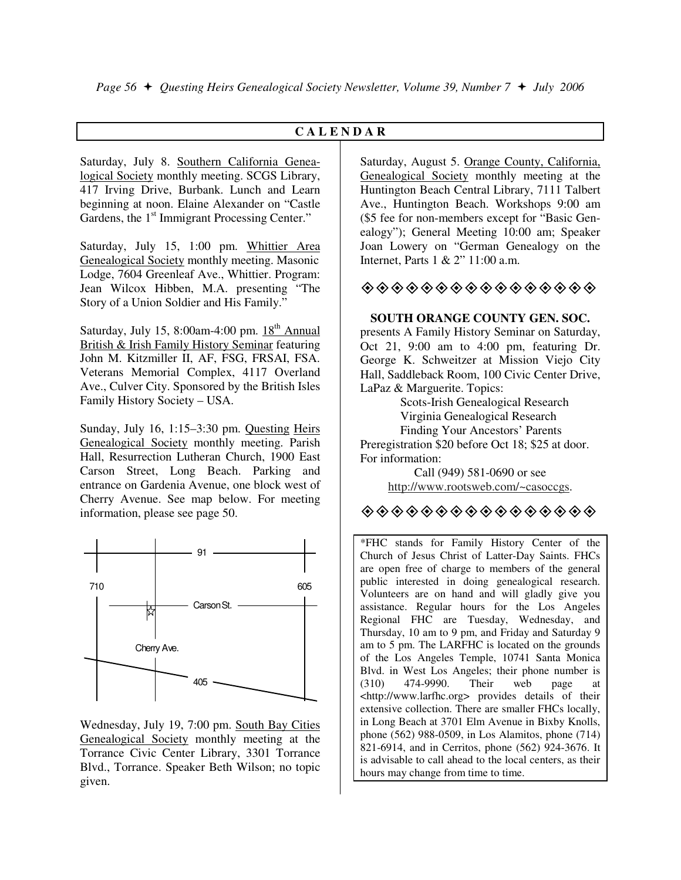## CALENDAR

Saturday, July 8. Southern California Genealogical Society monthly meeting. SCGS Library, 417 Irving Drive, Burbank. Lunch and Learn beginning at noon. Elaine Alexander on "Castle Gardens, the 1st Immigrant Processing Center."

Saturday, July 15, 1:00 pm. Whittier Area Genealogical Society monthly meeting. Masonic Lodge, 7604 Greenleaf Ave., Whittier. Program: Jean Wilcox Hibben, M.A. presenting "The Story of a Union Soldier and His Family."

Saturday, July 15, 8:00am-4:00 pm. 18th Annual British & Irish Family History Seminar featuring John M. Kitzmiller II, AF, FSG, FRSAI, FSA. Veterans Memorial Complex, 4117 Overland Ave., Culver City. Sponsored by the British Isles Family History Society – USA.

Sunday, July 16, 1:15–3:30 pm. Questing Heirs Genealogical Society monthly meeting. Parish Hall, Resurrection Lutheran Church, 1900 East Carson Street, Long Beach. Parking and entrance on Gardenia Avenue, one block west of Cherry Avenue. See map below. For meeting information, please see page 50.

91
710
605
Carson St.
Cherry Ave.
405

Wednesday, July 19, 7:00 pm. South Bay Cities Genealogical Society monthly meeting at the Torrance Civic Center Library, 3301 Torrance Blvd., Torrance. Speaker Beth Wilson; no topic given.

Saturday, August 5. Orange County, California, Genealogical Society monthly meeting at the Huntington Beach Central Library, 7111 Talbert Ave., Huntington Beach. Workshops 9:00 am ($5 fee for non-members except for "Basic Genealogy"); General Meeting 10:00 am; Speaker Joan Lowery on "German Genealogy on the Internet, Parts 1 & 2" 11:00 a.m.

◈◈◈◈◈◈◈◈◈◈◈◈◈◈◈◈◈

**SOUTH ORANGE COUNTY GEN. SOC.**

presents A Family History Seminar on Saturday, Oct 21, 9:00 am to 4:00 pm, featuring Dr. George K. Schweitzer at Mission Viejo City Hall, Saddleback Room, 100 Civic Center Drive, LaPaz & Marguerite. Topics:

Scots-Irish Genealogical Research
Virginia Genealogical Research
Finding Your Ancestors' Parents

Preregistration $20 before Oct 18; $25 at door. For information:

Call (949) 581-0690 or see http://www.rootsweb.com/~casoccgs.

◈◈◈◈◈◈◈◈◈◈◈◈◈◈◈◈◈

*FHC stands for Family History Center of the Church of Jesus Christ of Latter-Day Saints. FHCs are open free of charge to members of the general public interested in doing genealogical research. Volunteers are on hand and will gladly give you assistance. Regular hours for the Los Angeles Regional FHC are Tuesday, Wednesday, and Thursday, 10 am to 9 pm, and Friday and Saturday 9 am to 5 pm. The LARFHC is located on the grounds of the Los Angeles Temple, 10741 Santa Monica Blvd. in West Los Angeles; their phone number is (310) 474-9990. Their web page at <http://www.larfhc.org> provides details of their extensive collection. There are smaller FHCs locally, in Long Beach at 3701 Elm Avenue in Bixby Knolls, phone (562) 988-0509, in Los Alamitos, phone (714) 821-6914, and in Cerritos, phone (562) 924-3676. It is advisable to call ahead to the local centers, as their hours may change from time to time.